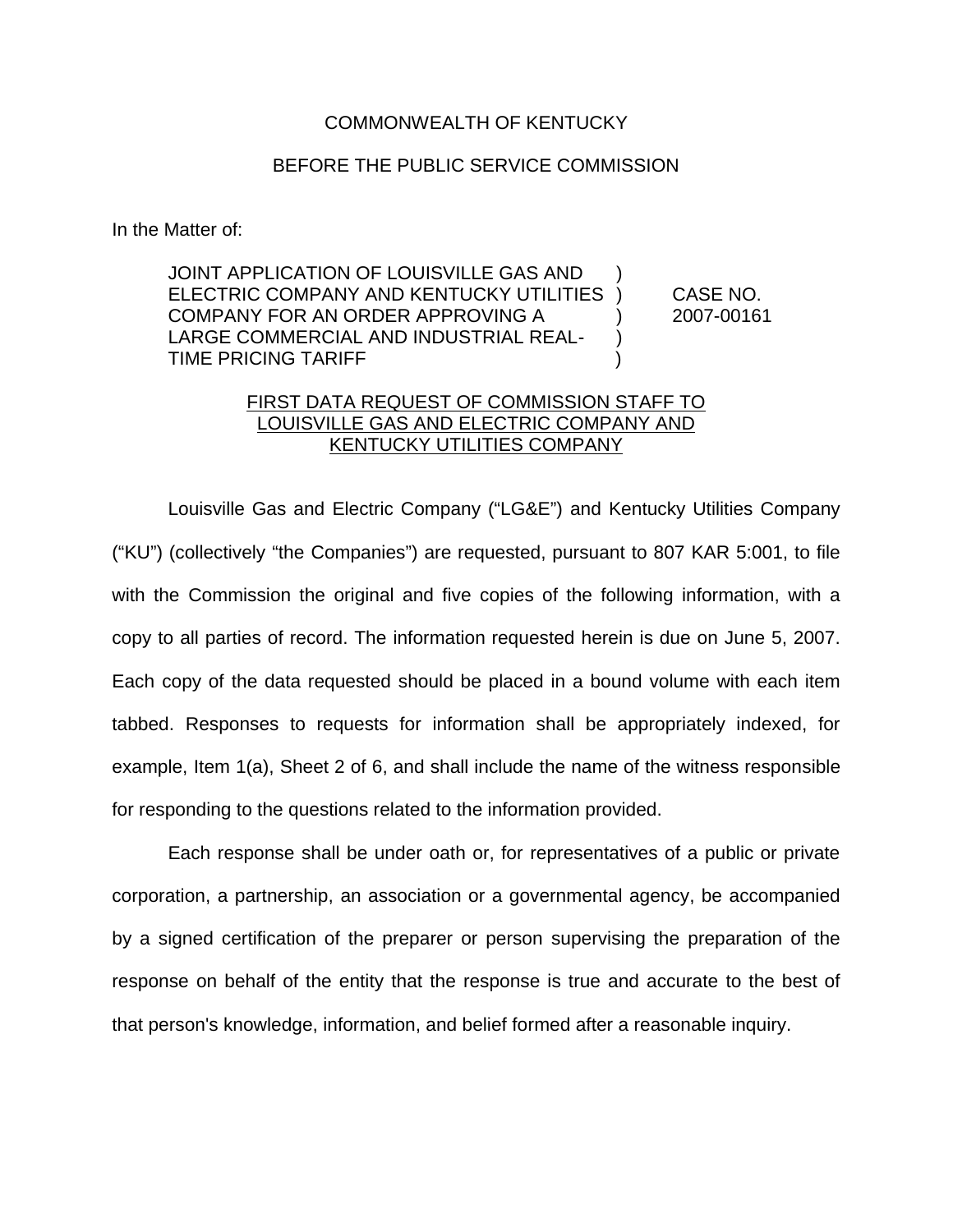COMMONWEALTH OF KENTUCKY

BEFORE THE PUBLIC SERVICE COMMISSION

In the Matter of:

| | | |
|---|---|---|
| JOINT APPLICATION OF LOUISVILLE GAS AND ELECTRIC COMPANY AND KENTUCKY UTILITIES COMPANY FOR AN ORDER APPROVING A LARGE COMMERCIAL AND INDUSTRIAL REAL-TIME PRICING TARIFF | ) ) ) ) ) | CASE NO. 2007-00161 |

<u>FIRST DATA REQUEST OF COMMISSION STAFF TO LOUISVILLE GAS AND ELECTRIC COMPANY AND KENTUCKY UTILITIES COMPANY</u>

Louisville Gas and Electric Company ("LG&E") and Kentucky Utilities Company ("KU") (collectively "the Companies") are requested, pursuant to 807 KAR 5:001, to file with the Commission the original and five copies of the following information, with a copy to all parties of record. The information requested herein is due on June 5, 2007. Each copy of the data requested should be placed in a bound volume with each item tabbed. Responses to requests for information shall be appropriately indexed, for example, Item 1(a), Sheet 2 of 6, and shall include the name of the witness responsible for responding to the questions related to the information provided.

Each response shall be under oath or, for representatives of a public or private corporation, a partnership, an association or a governmental agency, be accompanied by a signed certification of the preparer or person supervising the preparation of the response on behalf of the entity that the response is true and accurate to the best of that person's knowledge, information, and belief formed after a reasonable inquiry.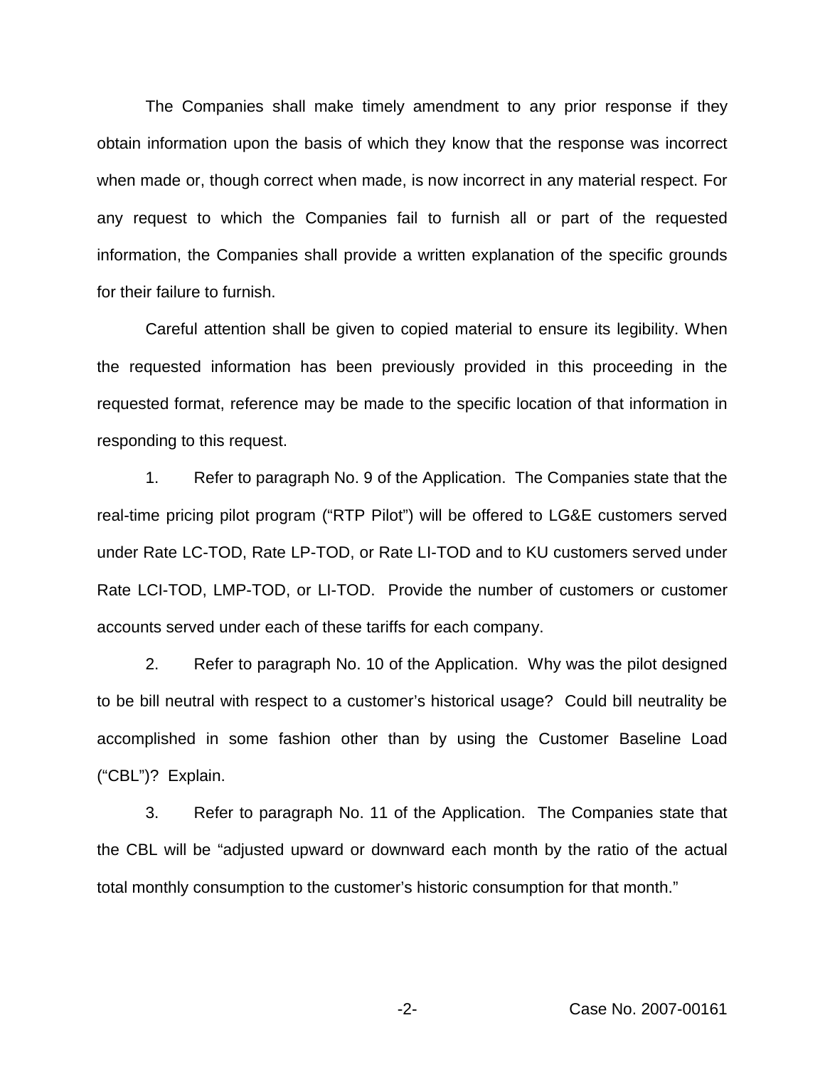The Companies shall make timely amendment to any prior response if they obtain information upon the basis of which they know that the response was incorrect when made or, though correct when made, is now incorrect in any material respect. For any request to which the Companies fail to furnish all or part of the requested information, the Companies shall provide a written explanation of the specific grounds for their failure to furnish.

Careful attention shall be given to copied material to ensure its legibility. When the requested information has been previously provided in this proceeding in the requested format, reference may be made to the specific location of that information in responding to this request.

1. Refer to paragraph No. 9 of the Application. The Companies state that the real-time pricing pilot program ("RTP Pilot") will be offered to LG&E customers served under Rate LC-TOD, Rate LP-TOD, or Rate LI-TOD and to KU customers served under Rate LCI-TOD, LMP-TOD, or LI-TOD. Provide the number of customers or customer accounts served under each of these tariffs for each company.

2. Refer to paragraph No. 10 of the Application. Why was the pilot designed to be bill neutral with respect to a customer's historical usage? Could bill neutrality be accomplished in some fashion other than by using the Customer Baseline Load ("CBL")? Explain.

3. Refer to paragraph No. 11 of the Application. The Companies state that the CBL will be "adjusted upward or downward each month by the ratio of the actual total monthly consumption to the customer's historic consumption for that month."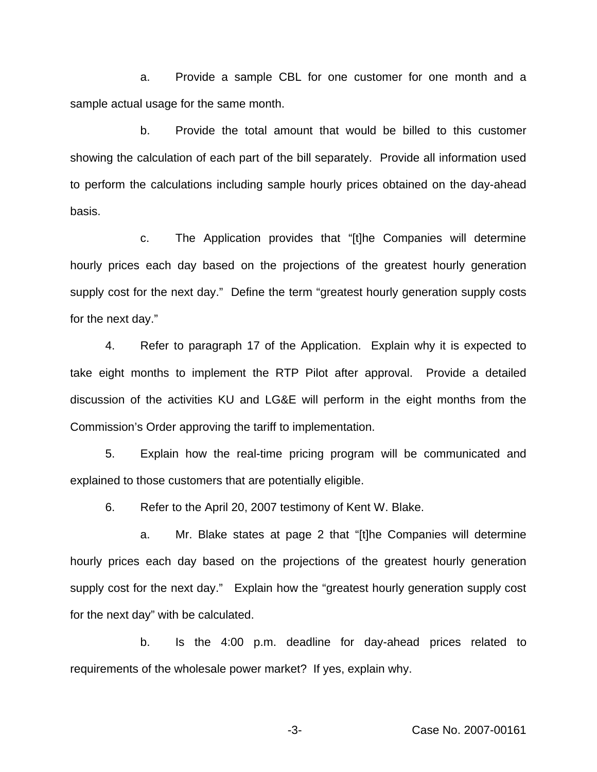a. Provide a sample CBL for one customer for one month and a sample actual usage for the same month.

b. Provide the total amount that would be billed to this customer showing the calculation of each part of the bill separately. Provide all information used to perform the calculations including sample hourly prices obtained on the day-ahead basis.

c. The Application provides that "[t]he Companies will determine hourly prices each day based on the projections of the greatest hourly generation supply cost for the next day." Define the term "greatest hourly generation supply costs for the next day."

4. Refer to paragraph 17 of the Application. Explain why it is expected to take eight months to implement the RTP Pilot after approval. Provide a detailed discussion of the activities KU and LG&E will perform in the eight months from the Commission's Order approving the tariff to implementation.

5. Explain how the real-time pricing program will be communicated and explained to those customers that are potentially eligible.

6. Refer to the April 20, 2007 testimony of Kent W. Blake.

a. Mr. Blake states at page 2 that "[t]he Companies will determine hourly prices each day based on the projections of the greatest hourly generation supply cost for the next day." Explain how the "greatest hourly generation supply cost for the next day" with be calculated.

b. Is the 4:00 p.m. deadline for day-ahead prices related to requirements of the wholesale power market? If yes, explain why.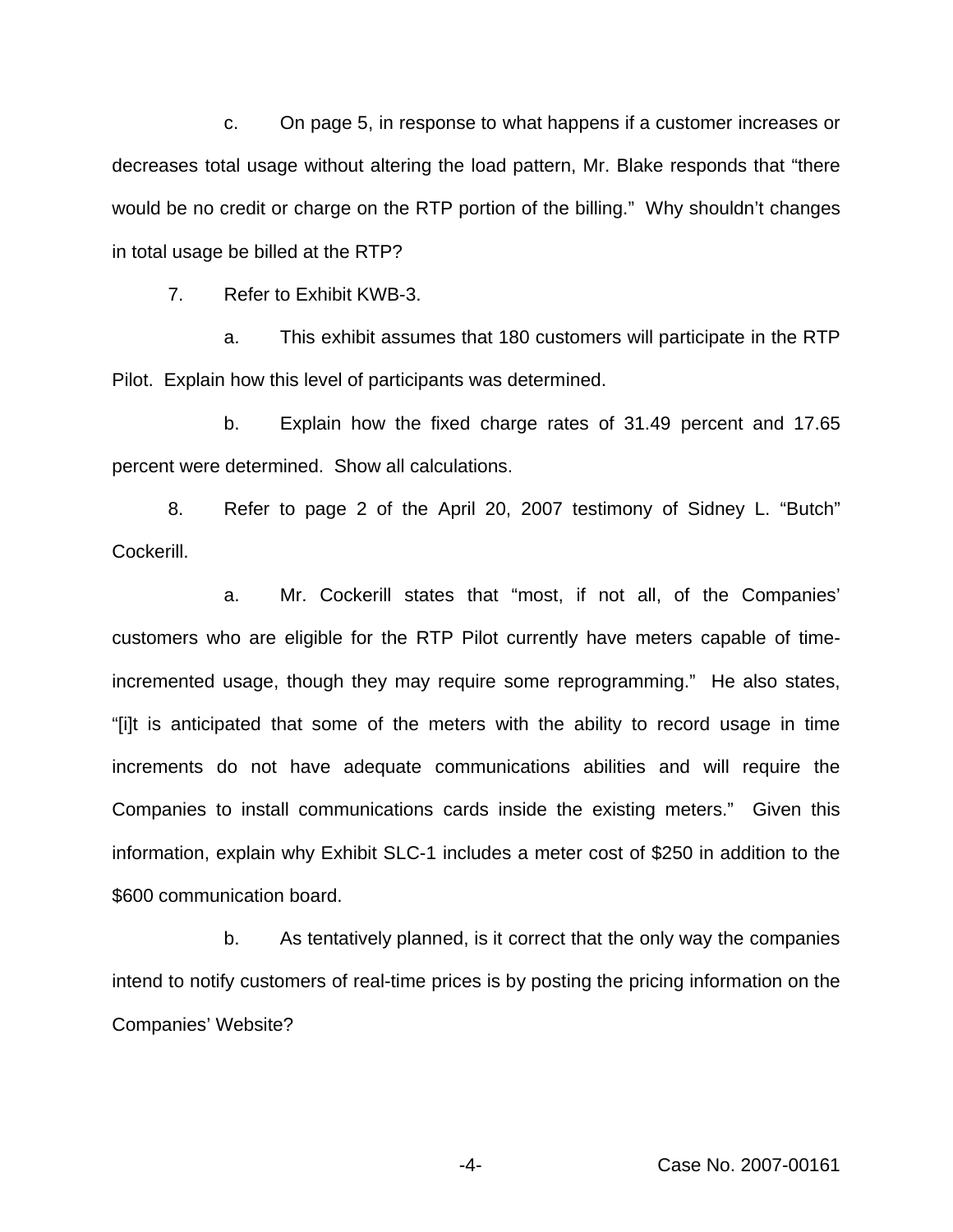c. On page 5, in response to what happens if a customer increases or decreases total usage without altering the load pattern, Mr. Blake responds that "there would be no credit or charge on the RTP portion of the billing." Why shouldn't changes in total usage be billed at the RTP?

7. Refer to Exhibit KWB-3.

a. This exhibit assumes that 180 customers will participate in the RTP Pilot. Explain how this level of participants was determined.

b. Explain how the fixed charge rates of 31.49 percent and 17.65 percent were determined. Show all calculations.

8. Refer to page 2 of the April 20, 2007 testimony of Sidney L. "Butch" Cockerill.

a. Mr. Cockerill states that "most, if not all, of the Companies' customers who are eligible for the RTP Pilot currently have meters capable of time-incremented usage, though they may require some reprogramming." He also states, "[i]t is anticipated that some of the meters with the ability to record usage in time increments do not have adequate communications abilities and will require the Companies to install communications cards inside the existing meters." Given this information, explain why Exhibit SLC-1 includes a meter cost of $250 in addition to the $600 communication board.

b. As tentatively planned, is it correct that the only way the companies intend to notify customers of real-time prices is by posting the pricing information on the Companies' Website?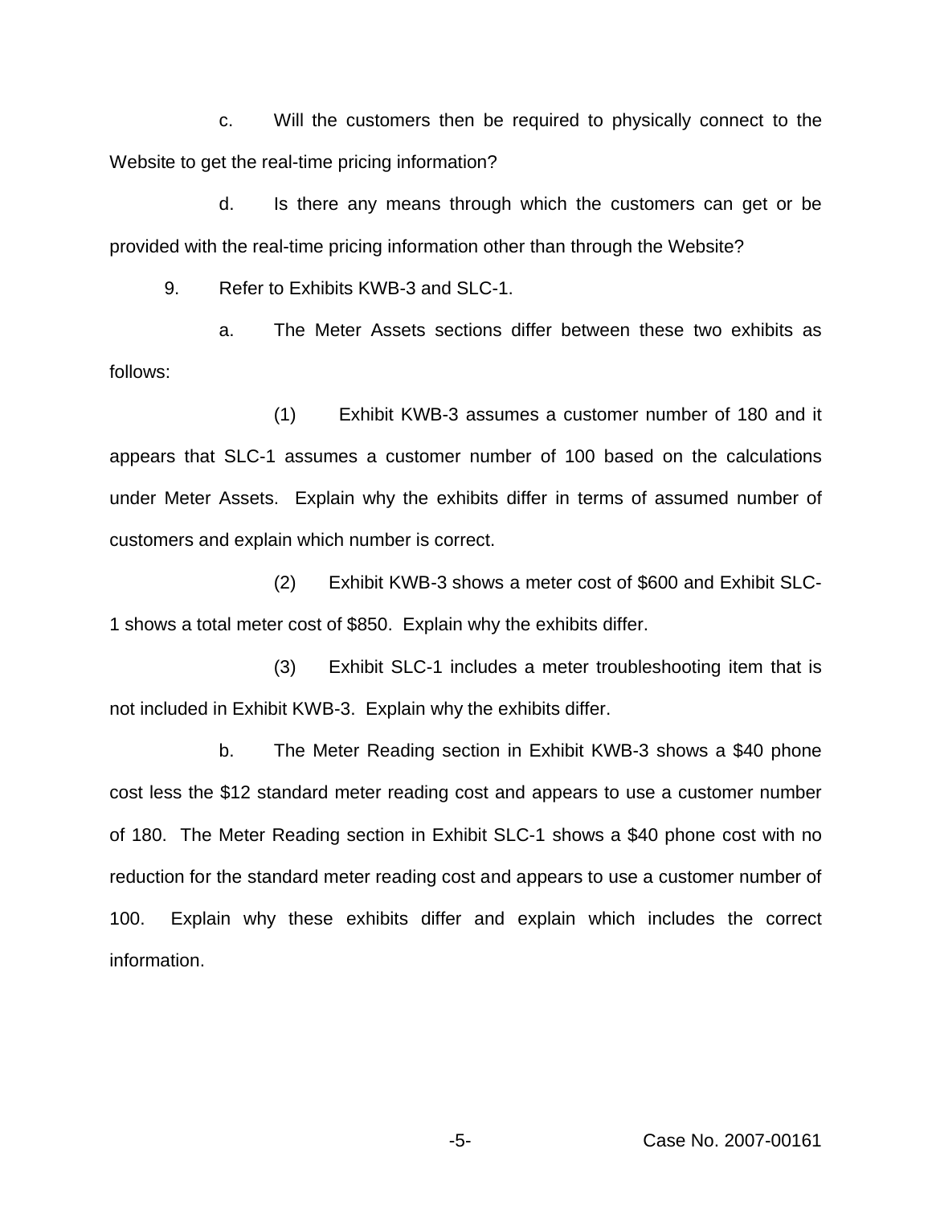c. Will the customers then be required to physically connect to the Website to get the real-time pricing information?

d. Is there any means through which the customers can get or be provided with the real-time pricing information other than through the Website?

9. Refer to Exhibits KWB-3 and SLC-1.

a. The Meter Assets sections differ between these two exhibits as follows:

(1) Exhibit KWB-3 assumes a customer number of 180 and it appears that SLC-1 assumes a customer number of 100 based on the calculations under Meter Assets. Explain why the exhibits differ in terms of assumed number of customers and explain which number is correct.

(2) Exhibit KWB-3 shows a meter cost of $600 and Exhibit SLC-1 shows a total meter cost of $850. Explain why the exhibits differ.

(3) Exhibit SLC-1 includes a meter troubleshooting item that is not included in Exhibit KWB-3. Explain why the exhibits differ.

b. The Meter Reading section in Exhibit KWB-3 shows a $40 phone cost less the $12 standard meter reading cost and appears to use a customer number of 180. The Meter Reading section in Exhibit SLC-1 shows a $40 phone cost with no reduction for the standard meter reading cost and appears to use a customer number of 100. Explain why these exhibits differ and explain which includes the correct information.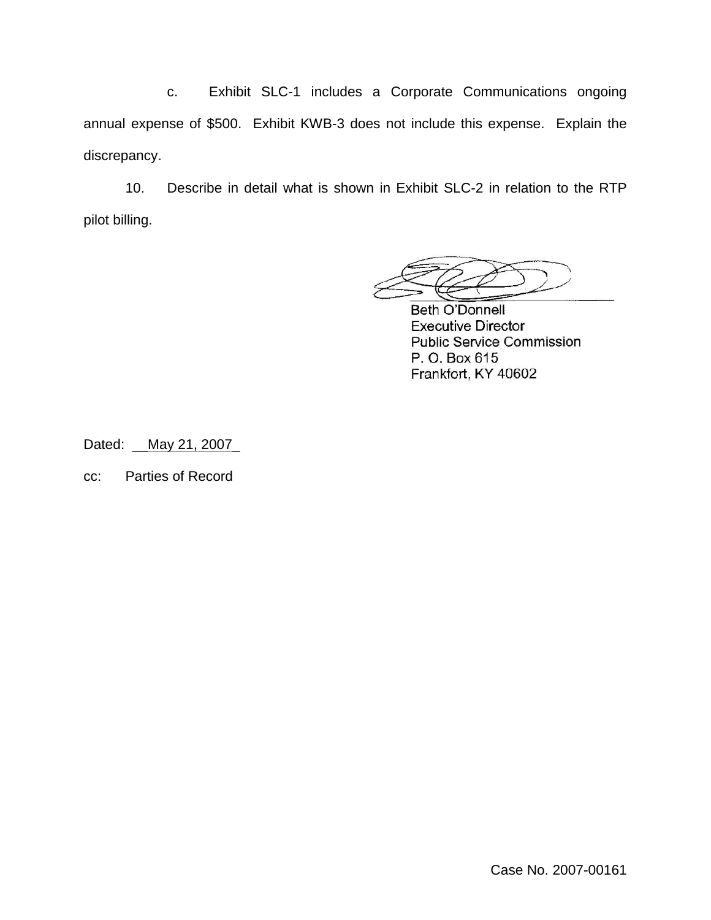c. Exhibit SLC-1 includes a Corporate Communications ongoing annual expense of $500. Exhibit KWB-3 does not include this expense. Explain the discrepancy.

10. Describe in detail what is shown in Exhibit SLC-2 in relation to the RTP pilot billing.

Beth O'Donnell
Executive Director
Public Service Commission
P. O. Box 615
Frankfort, KY 40602

Dated: May 21, 2007

cc: Parties of Record

Case No. 2007-00161